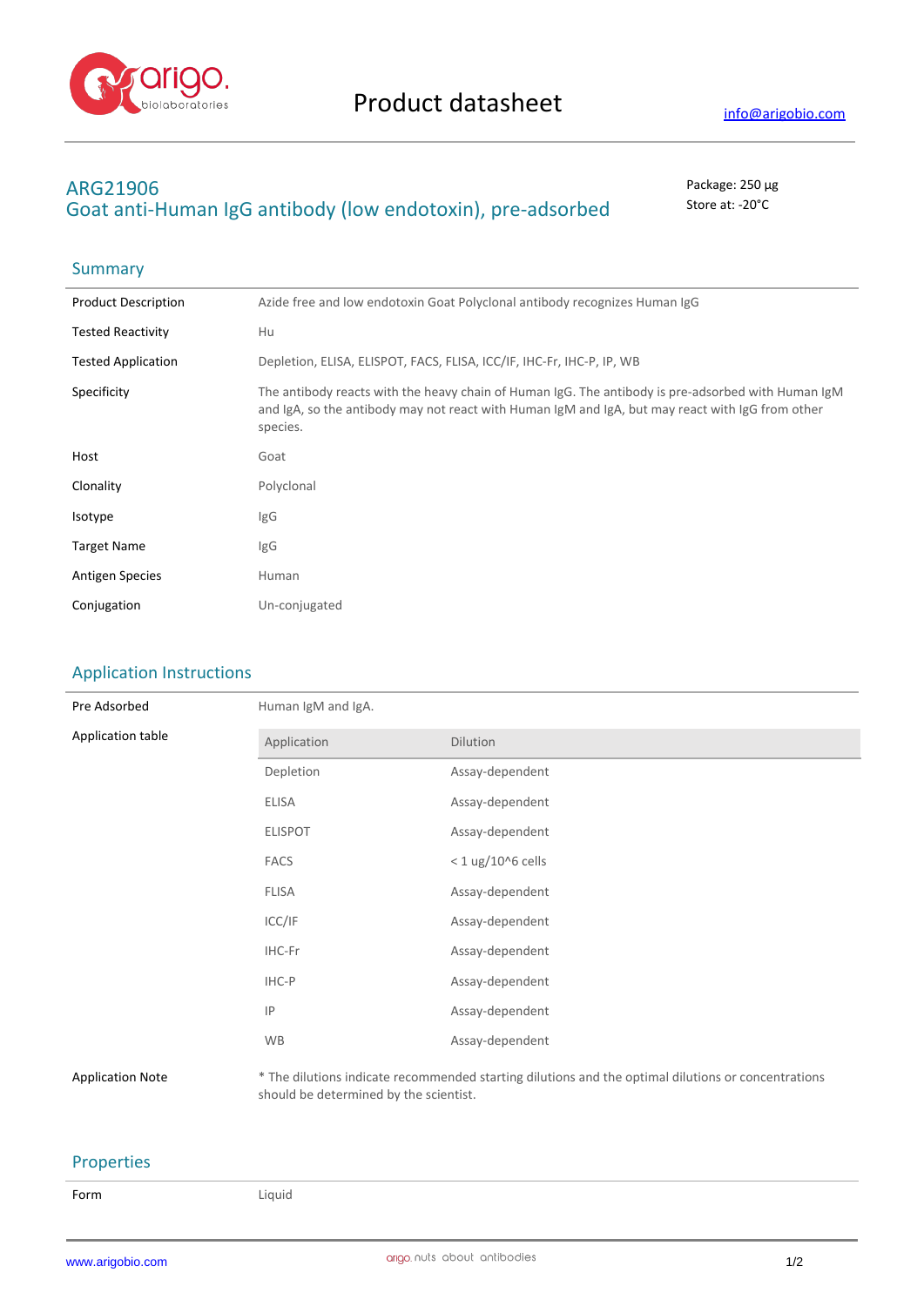# Product datasheet

info@arigobio.com

## ARG21906
## Goat anti-Human IgG antibody (low endotoxin), pre-adsorbed

Package: 250 μg
Store at: -20°C

## Summary

| | |
|---|---|
| Product Description | Azide free and low endotoxin Goat Polyclonal antibody recognizes Human IgG |
| Tested Reactivity | Hu |
| Tested Application | Depletion, ELISA, ELISPOT, FACS, FLISA, ICC/IF, IHC-Fr, IHC-P, IP, WB |
| Specificity | The antibody reacts with the heavy chain of Human IgG. The antibody is pre-adsorbed with Human IgM and IgA, so the antibody may not react with Human IgM and IgA, but may react with IgG from other species. |
| Host | Goat |
| Clonality | Polyclonal |
| Isotype | IgG |
| Target Name | IgG |
| Antigen Species | Human |
| Conjugation | Un-conjugated |

## Application Instructions

Pre Adsorbed: Human IgM and IgA.

Application table

| Application | Dilution |
|---|---|
| Depletion | Assay-dependent |
| ELISA | Assay-dependent |
| ELISPOT | Assay-dependent |
| FACS | < 1 ug/10^6 cells |
| FLISA | Assay-dependent |
| ICC/IF | Assay-dependent |
| IHC-Fr | Assay-dependent |
| IHC-P | Assay-dependent |
| IP | Assay-dependent |
| WB | Assay-dependent |

Application Note: * The dilutions indicate recommended starting dilutions and the optimal dilutions or concentrations should be determined by the scientist.

## Properties

| | |
|---|---|
| Form | Liquid |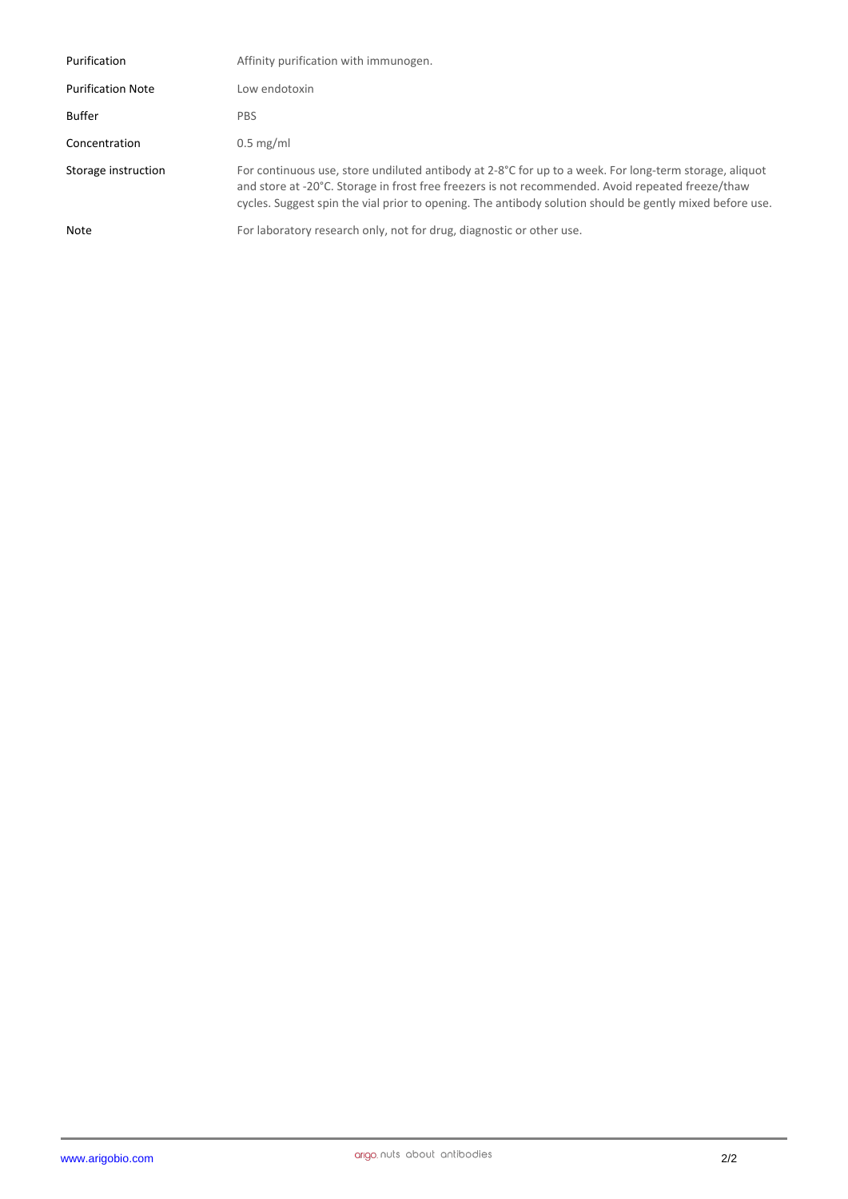| | |
|---|---|
| Purification | Affinity purification with immunogen. |
| Purification Note | Low endotoxin |
| Buffer | PBS |
| Concentration | 0.5 mg/ml |
| Storage instruction | For continuous use, store undiluted antibody at 2-8°C for up to a week. For long-term storage, aliquot and store at -20°C. Storage in frost free freezers is not recommended. Avoid repeated freeze/thaw cycles. Suggest spin the vial prior to opening. The antibody solution should be gently mixed before use. |
| Note | For laboratory research only, not for drug, diagnostic or other use. |